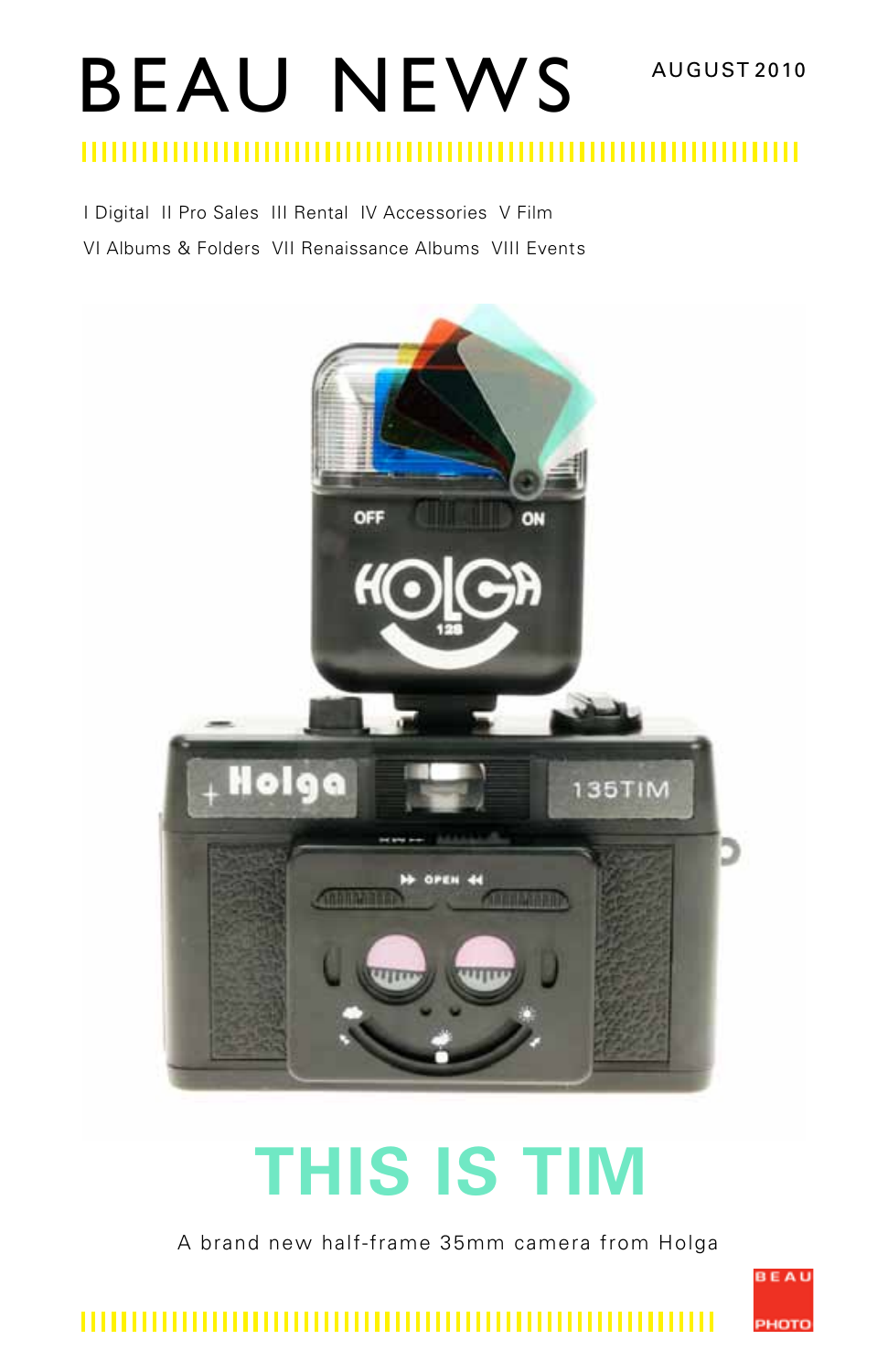# BEAU NEWS

AUGUST 2010

I Digital II Pro Sales III Rental IV Accessories V Film

VI Albums & Folders VII Renaissance Albums VIII Events

## THIS IS TIM

A brand new half-frame 35mm camera from Holga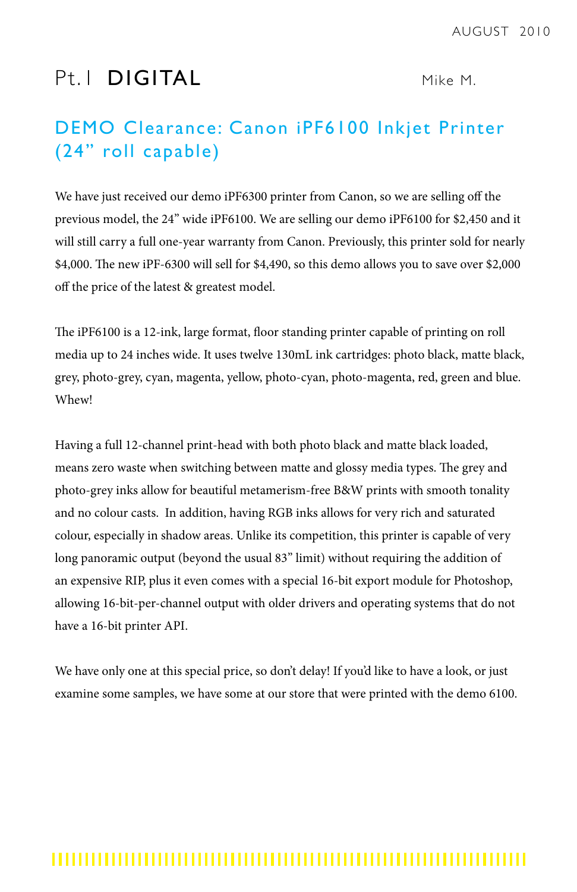# Pt. I DIGITAL

Mike M.

## DEMO Clearance: Canon iPF6100 Inkjet Printer (24" roll capable)

We have just received our demo iPF6300 printer from Canon, so we are selling off the previous model, the 24" wide iPF6100. We are selling our demo iPF6100 for $2,450 and it will still carry a full one-year warranty from Canon. Previously, this printer sold for nearly $4,000. The new iPF-6300 will sell for $4,490, so this demo allows you to save over $2,000 off the price of the latest & greatest model.

The iPF6100 is a 12-ink, large format, floor standing printer capable of printing on roll media up to 24 inches wide. It uses twelve 130mL ink cartridges: photo black, matte black, grey, photo-grey, cyan, magenta, yellow, photo-cyan, photo-magenta, red, green and blue. Whew!

Having a full 12-channel print-head with both photo black and matte black loaded, means zero waste when switching between matte and glossy media types. The grey and photo-grey inks allow for beautiful metamerism-free B&W prints with smooth tonality and no colour casts. In addition, having RGB inks allows for very rich and saturated colour, especially in shadow areas. Unlike its competition, this printer is capable of very long panoramic output (beyond the usual 83" limit) without requiring the addition of an expensive RIP, plus it even comes with a special 16-bit export module for Photoshop, allowing 16-bit-per-channel output with older drivers and operating systems that do not have a 16-bit printer API.

We have only one at this special price, so don't delay! If you'd like to have a look, or just examine some samples, we have some at our store that were printed with the demo 6100.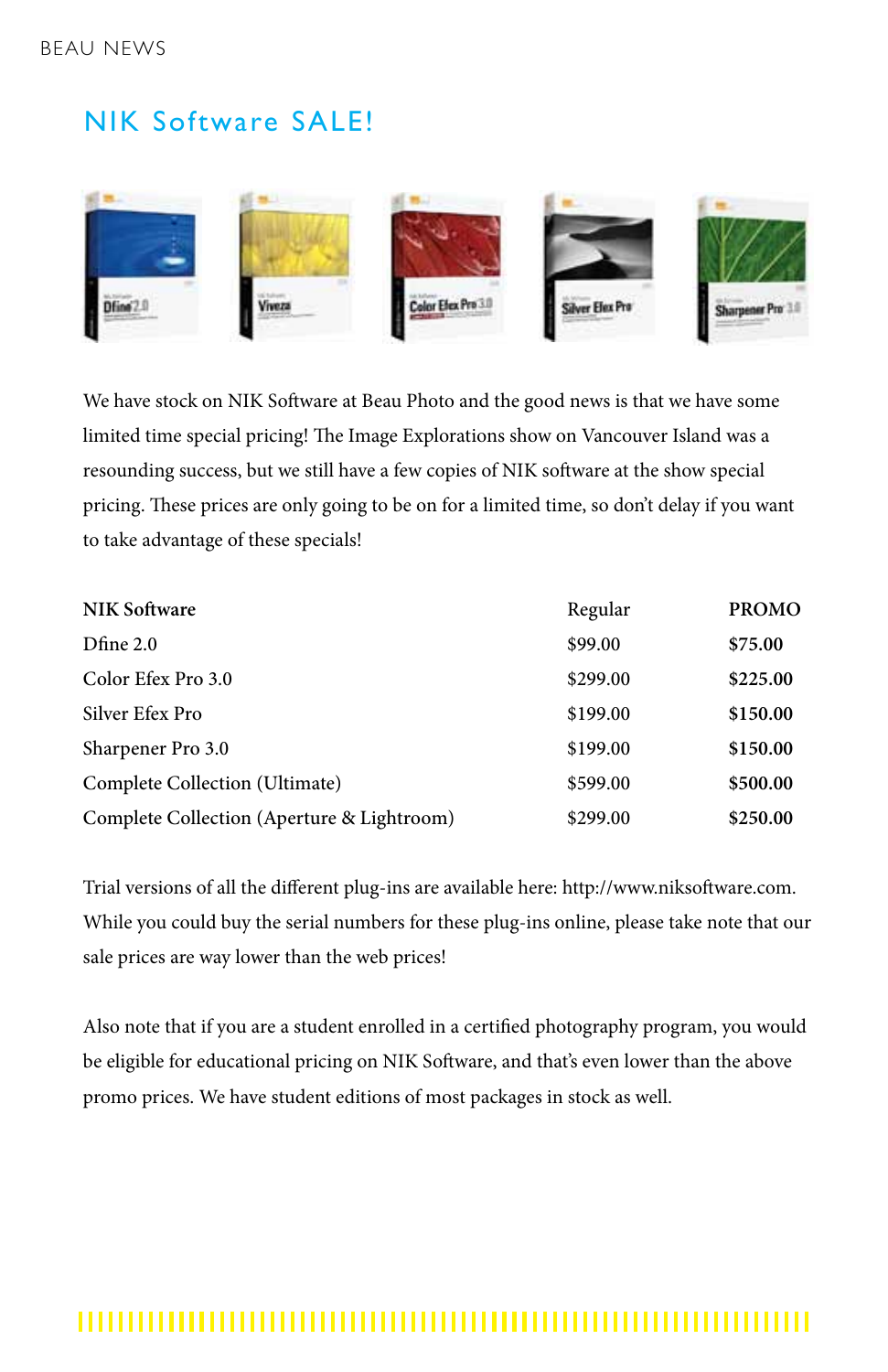# NIK Software SALE!

We have stock on NIK Software at Beau Photo and the good news is that we have some limited time special pricing! The Image Explorations show on Vancouver Island was a resounding success, but we still have a few copies of NIK software at the show special pricing. These prices are only going to be on for a limited time, so don't delay if you want to take advantage of these specials!

| NIK Software | Regular | PROMO |
|---|---|---|
| Dfine 2.0 | $99.00 | **$75.00** |
| Color Efex Pro 3.0 | $299.00 | **$225.00** |
| Silver Efex Pro | $199.00 | **$150.00** |
| Sharpener Pro 3.0 | $199.00 | **$150.00** |
| Complete Collection (Ultimate) | $599.00 | **$500.00** |
| Complete Collection (Aperture & Lightroom) | $299.00 | **$250.00** |

Trial versions of all the different plug-ins are available here: http://www.niksoftware.com. While you could buy the serial numbers for these plug-ins online, please take note that our sale prices are way lower than the web prices!

Also note that if you are a student enrolled in a certified photography program, you would be eligible for educational pricing on NIK Software, and that's even lower than the above promo prices. We have student editions of most packages in stock as well.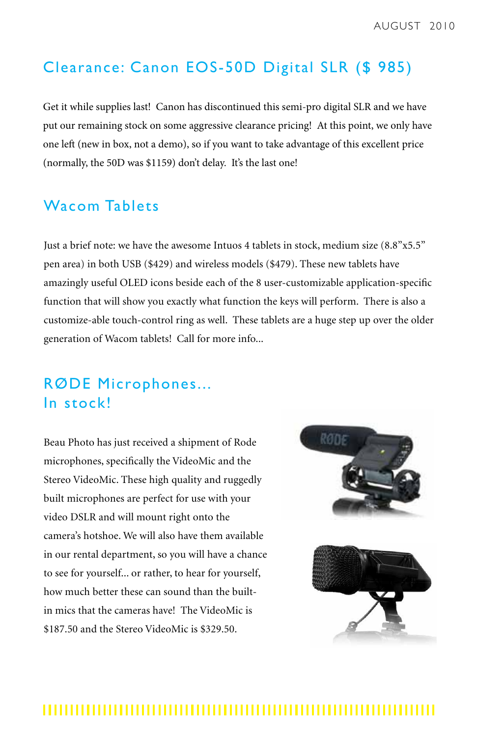## Clearance: Canon EOS-50D Digital SLR ($ 985)

Get it while supplies last! Canon has discontinued this semi-pro digital SLR and we have put our remaining stock on some aggressive clearance pricing! At this point, we only have one left (new in box, not a demo), so if you want to take advantage of this excellent price (normally, the 50D was $1159) don't delay. It's the last one!

## Wacom Tablets

Just a brief note: we have the awesome Intuos 4 tablets in stock, medium size (8.8"x5.5" pen area) in both USB ($429) and wireless models ($479). These new tablets have amazingly useful OLED icons beside each of the 8 user-customizable application-specific function that will show you exactly what function the keys will perform. There is also a customize-able touch-control ring as well. These tablets are a huge step up over the older generation of Wacom tablets! Call for more info...

## RØDE Microphones... In stock!

Beau Photo has just received a shipment of Rode microphones, specifically the VideoMic and the Stereo VideoMic. These high quality and ruggedly built microphones are perfect for use with your video DSLR and will mount right onto the camera's hotshoe. We will also have them available in our rental department, so you will have a chance to see for yourself... or rather, to hear for yourself, how much better these can sound than the built-in mics that the cameras have! The VideoMic is $187.50 and the Stereo VideoMic is $329.50.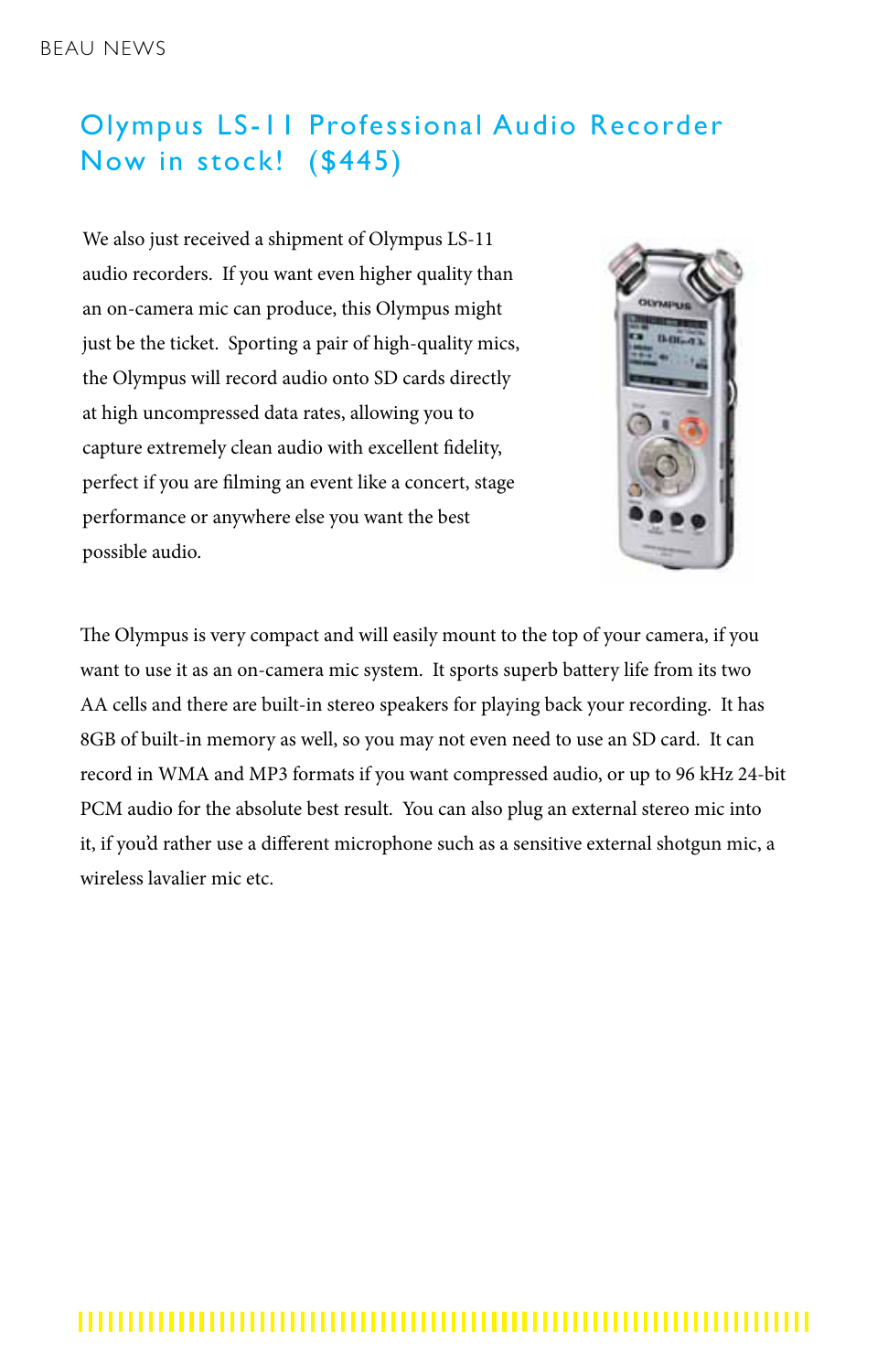## Olympus LS-11 Professional Audio Recorder Now in stock! ($445)

We also just received a shipment of Olympus LS-11 audio recorders. If you want even higher quality than an on-camera mic can produce, this Olympus might just be the ticket. Sporting a pair of high-quality mics, the Olympus will record audio onto SD cards directly at high uncompressed data rates, allowing you to capture extremely clean audio with excellent fidelity, perfect if you are filming an event like a concert, stage performance or anywhere else you want the best possible audio.

The Olympus is very compact and will easily mount to the top of your camera, if you want to use it as an on-camera mic system. It sports superb battery life from its two AA cells and there are built-in stereo speakers for playing back your recording. It has 8GB of built-in memory as well, so you may not even need to use an SD card. It can record in WMA and MP3 formats if you want compressed audio, or up to 96 kHz 24-bit PCM audio for the absolute best result. You can also plug an external stereo mic into it, if you'd rather use a different microphone such as a sensitive external shotgun mic, a wireless lavalier mic etc.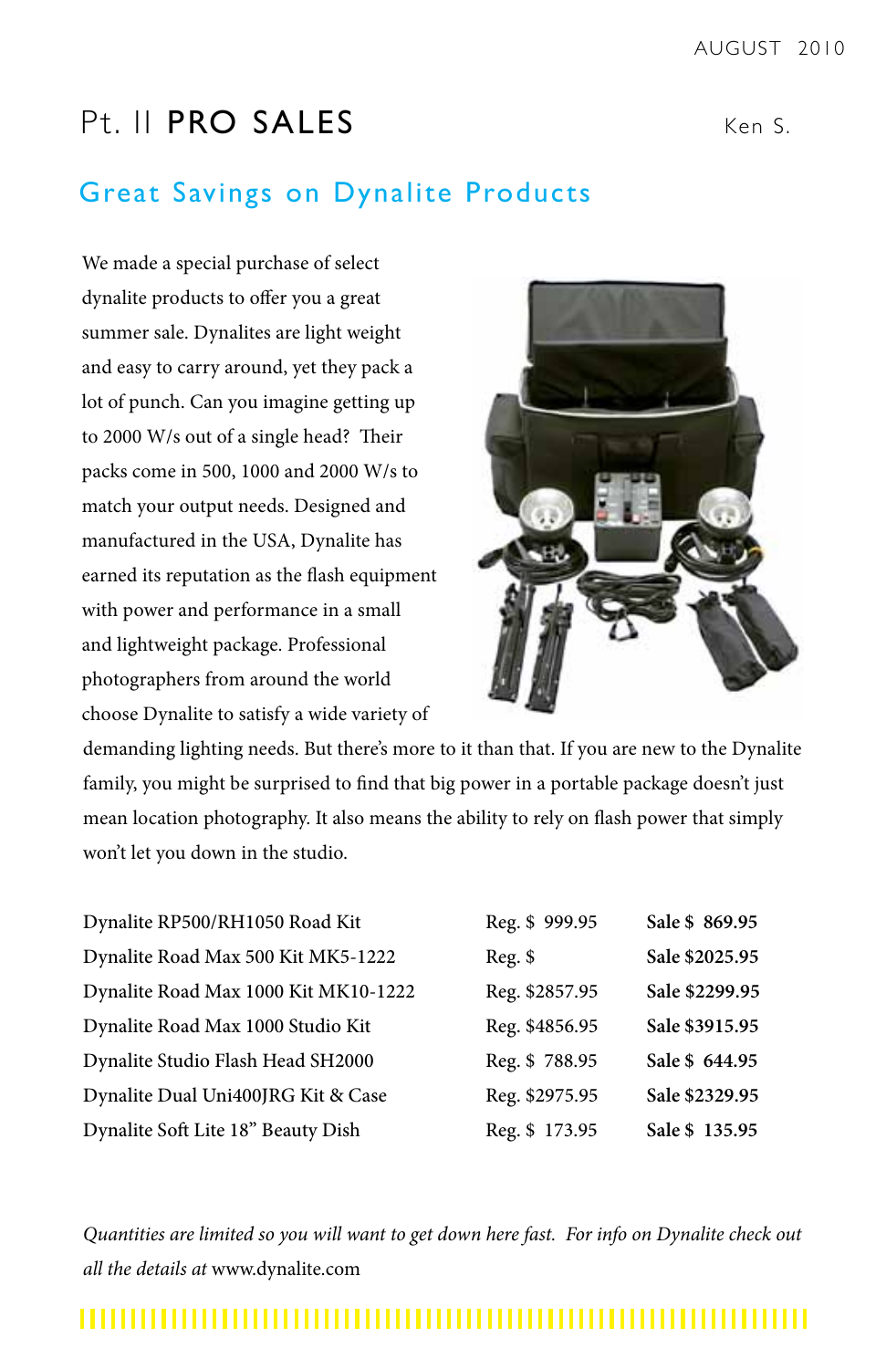# Pt. II PRO SALES

Ken S.

## Great Savings on Dynalite Products

We made a special purchase of select dynalite products to offer you a great summer sale. Dynalites are light weight and easy to carry around, yet they pack a lot of punch. Can you imagine getting up to 2000 W/s out of a single head? Their packs come in 500, 1000 and 2000 W/s to match your output needs. Designed and manufactured in the USA, Dynalite has earned its reputation as the flash equipment with power and performance in a small and lightweight package. Professional photographers from around the world choose Dynalite to satisfy a wide variety of demanding lighting needs. But there's more to it than that. If you are new to the Dynalite family, you might be surprised to find that big power in a portable package doesn't just mean location photography. It also means the ability to rely on flash power that simply won't let you down in the studio.

| | | |
|---|---|---|
| Dynalite RP500/RH1050 Road Kit | Reg. $ 999.95 | **Sale $ 869.95** |
| Dynalite Road Max 500 Kit MK5-1222 | Reg. $ | **Sale $2025.95** |
| Dynalite Road Max 1000 Kit MK10-1222 | Reg. $2857.95 | **Sale $2299.95** |
| Dynalite Road Max 1000 Studio Kit | Reg. $4856.95 | **Sale $3915.95** |
| Dynalite Studio Flash Head SH2000 | Reg. $ 788.95 | **Sale $ 644.95** |
| Dynalite Dual Uni400JRG Kit & Case | Reg. $2975.95 | **Sale $2329.95** |
| Dynalite Soft Lite 18" Beauty Dish | Reg. $ 173.95 | **Sale $ 135.95** |

*Quantities are limited so you will want to get down here fast. For info on Dynalite check out all the details at* www.dynalite.com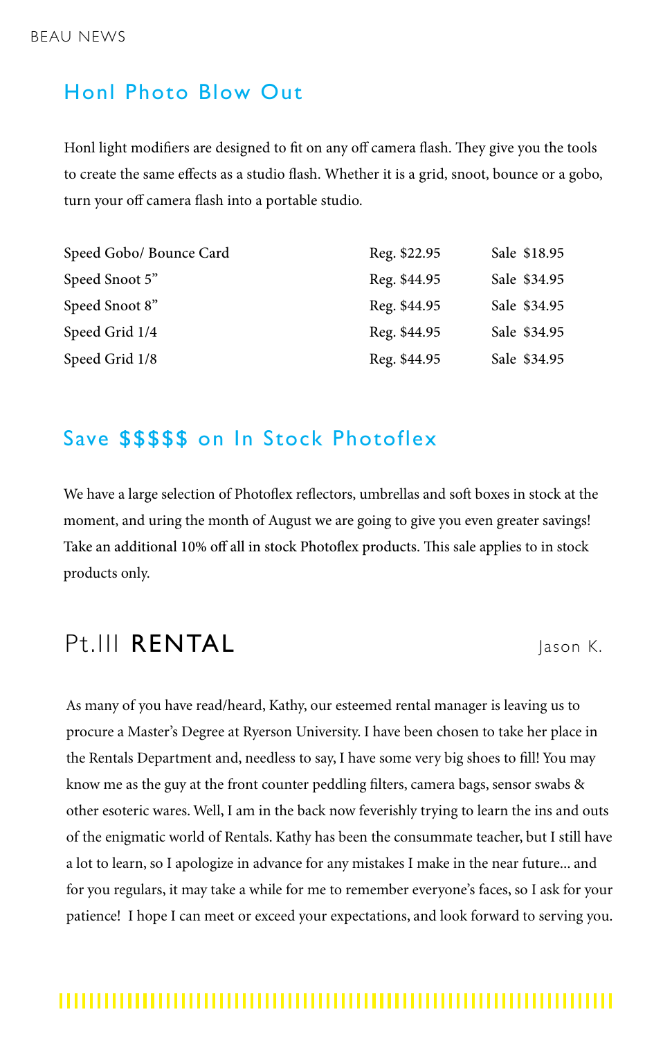## Honl Photo Blow Out

Honl light modifiers are designed to fit on any off camera flash. They give you the tools to create the same effects as a studio flash. Whether it is a grid, snoot, bounce or a gobo, turn your off camera flash into a portable studio.

| Item | Regular | Sale |
| --- | --- | --- |
| Speed Gobo/ Bounce Card | Reg. $22.95 | Sale $18.95 |
| Speed Snoot 5” | Reg. $44.95 | Sale $34.95 |
| Speed Snoot 8” | Reg. $44.95 | Sale $34.95 |
| Speed Grid 1/4 | Reg. $44.95 | Sale $34.95 |
| Speed Grid 1/8 | Reg. $44.95 | Sale $34.95 |

## Save $$$$$ on In Stock Photoflex

We have a large selection of Photoflex reflectors, umbrellas and soft boxes in stock at the moment, and uring the month of August we are going to give you even greater savings! Take an additional 10% off all in stock Photoflex products. This sale applies to in stock products only.

## Pt.III **RENTAL**

Jason K.

As many of you have read/heard, Kathy, our esteemed rental manager is leaving us to procure a Master’s Degree at Ryerson University. I have been chosen to take her place in the Rentals Department and, needless to say, I have some very big shoes to fill! You may know me as the guy at the front counter peddling filters, camera bags, sensor swabs & other esoteric wares. Well, I am in the back now feverishly trying to learn the ins and outs of the enigmatic world of Rentals. Kathy has been the consummate teacher, but I still have a lot to learn, so I apologize in advance for any mistakes I make in the near future... and for you regulars, it may take a while for me to remember everyone’s faces, so I ask for your patience!  I hope I can meet or exceed your expectations, and look forward to serving you.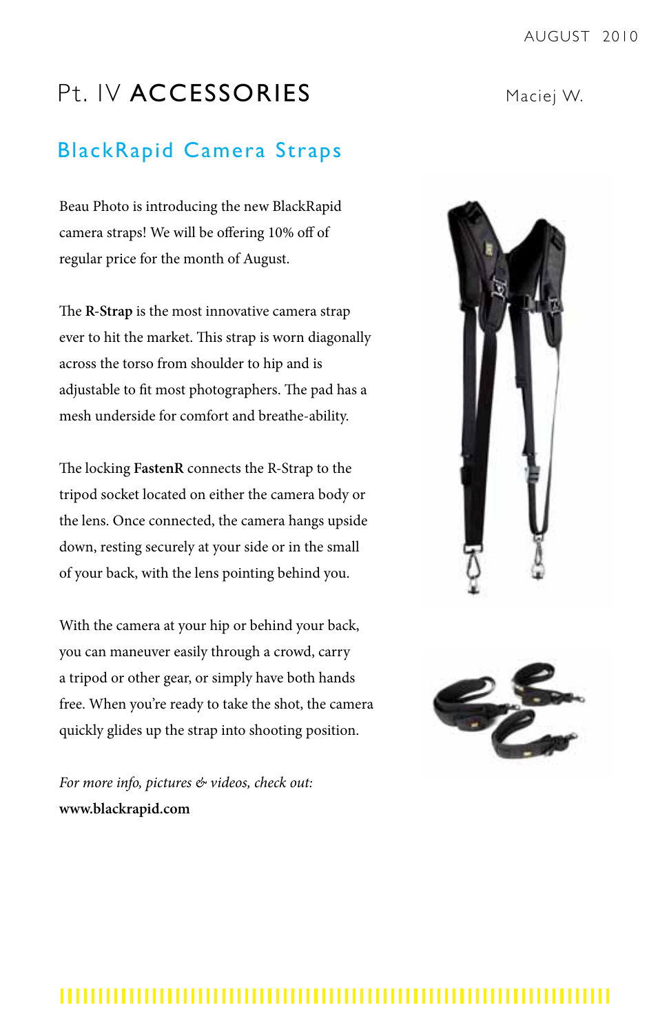# Pt. IV ACCESSORIES

Maciej W.

## BlackRapid Camera Straps

Beau Photo is introducing the new BlackRapid camera straps! We will be offering 10% off of regular price for the month of August.

The **R-Strap** is the most innovative camera strap ever to hit the market. This strap is worn diagonally across the torso from shoulder to hip and is adjustable to fit most photographers. The pad has a mesh underside for comfort and breathe-ability.

The locking **FastenR** connects the R-Strap to the tripod socket located on either the camera body or the lens. Once connected, the camera hangs upside down, resting securely at your side or in the small of your back, with the lens pointing behind you.

With the camera at your hip or behind your back, you can maneuver easily through a crowd, carry a tripod or other gear, or simply have both hands free. When you're ready to take the shot, the camera quickly glides up the strap into shooting position.

*For more info, pictures & videos, check out:*
**www.blackrapid.com**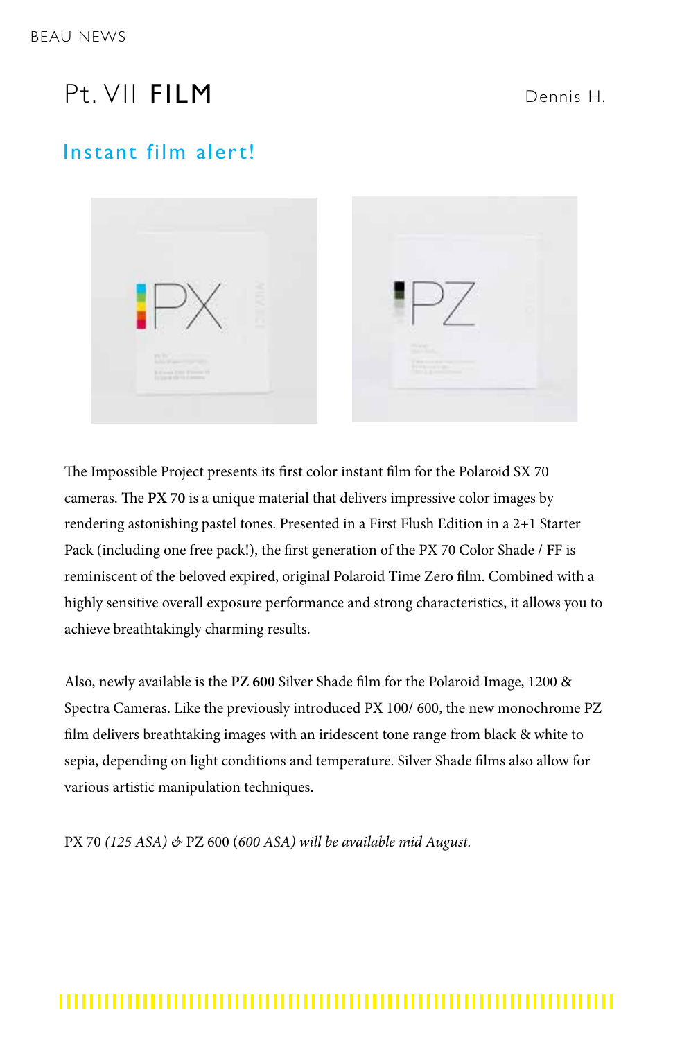# Pt. VII **FILM**

Dennis H.

## Instant film alert!

The Impossible Project presents its first color instant film for the Polaroid SX 70 cameras. The **PX 70** is a unique material that delivers impressive color images by rendering astonishing pastel tones. Presented in a First Flush Edition in a 2+1 Starter Pack (including one free pack!), the first generation of the PX 70 Color Shade / FF is reminiscent of the beloved expired, original Polaroid Time Zero film. Combined with a highly sensitive overall exposure performance and strong characteristics, it allows you to achieve breathtakingly charming results.

Also, newly available is the **PZ 600** Silver Shade film for the Polaroid Image, 1200 & Spectra Cameras. Like the previously introduced PX 100/ 600, the new monochrome PZ film delivers breathtaking images with an iridescent tone range from black & white to sepia, depending on light conditions and temperature. Silver Shade films also allow for various artistic manipulation techniques.

PX 70 *(125 ASA) &* PZ 600 (*600 ASA) will be available mid August.*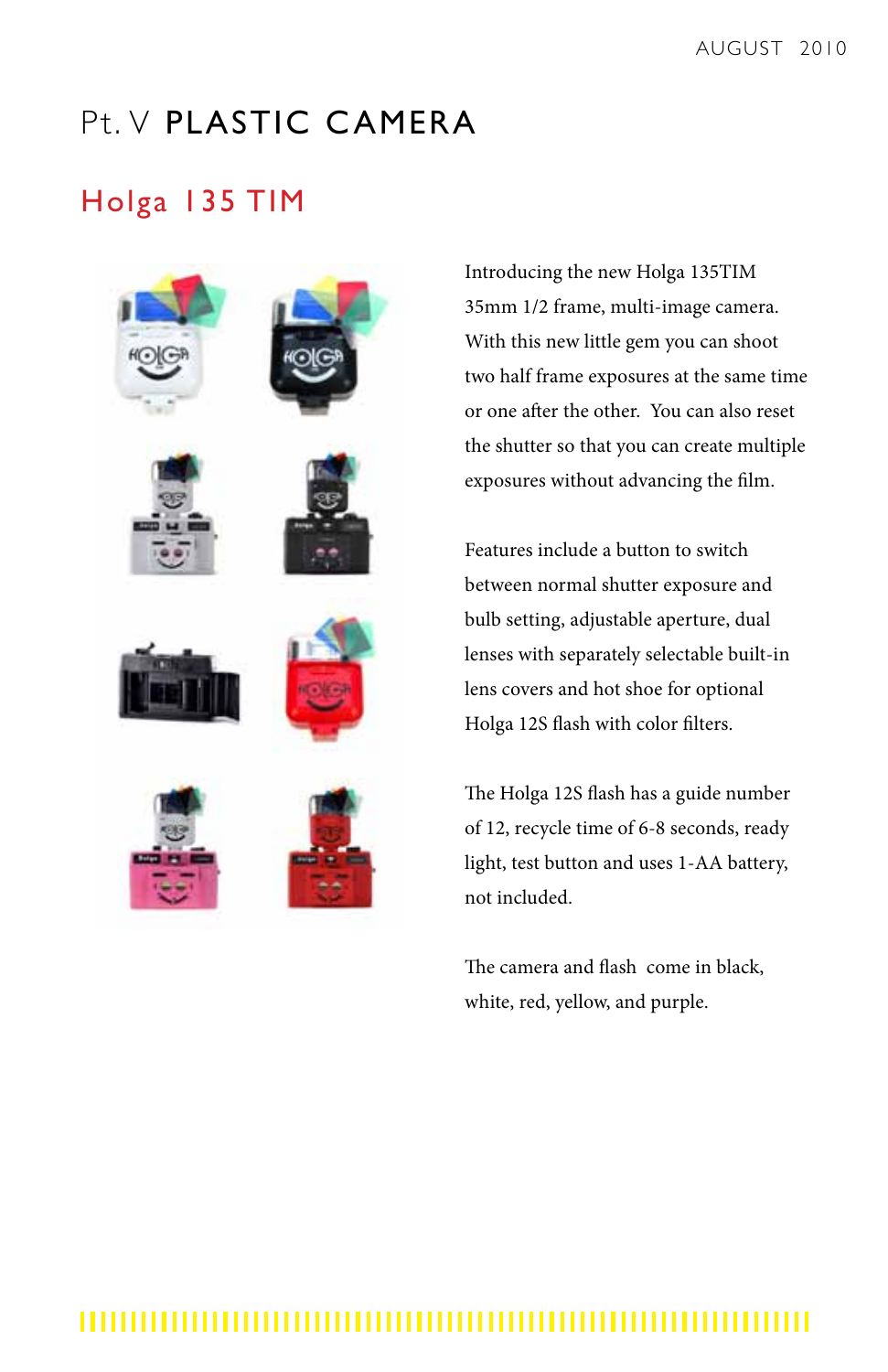# Pt. V PLASTIC CAMERA

## Holga 135 TIM

Introducing the new Holga 135TIM 35mm 1/2 frame, multi-image camera. With this new little gem you can shoot two half frame exposures at the same time or one after the other. You can also reset the shutter so that you can create multiple exposures without advancing the film.

Features include a button to switch between normal shutter exposure and bulb setting, adjustable aperture, dual lenses with separately selectable built-in lens covers and hot shoe for optional Holga 12S flash with color filters.

The Holga 12S flash has a guide number of 12, recycle time of 6-8 seconds, ready light, test button and uses 1-AA battery, not included.

The camera and flash come in black, white, red, yellow, and purple.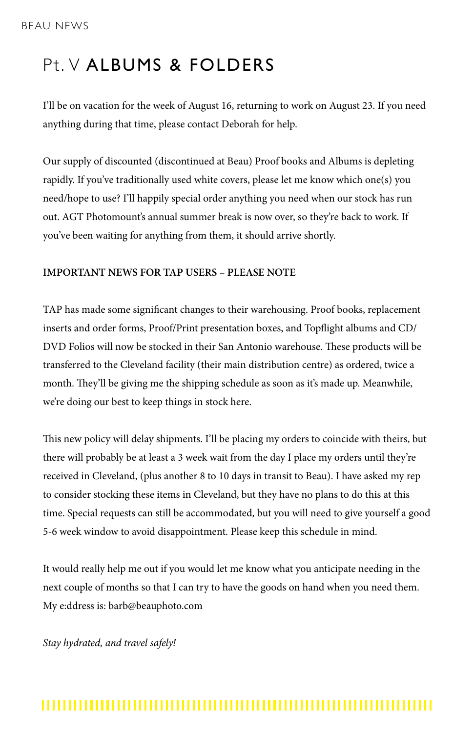# Pt. V ALBUMS & FOLDERS

I'll be on vacation for the week of August 16, returning to work on August 23. If you need anything during that time, please contact Deborah for help.

Our supply of discounted (discontinued at Beau) Proof books and Albums is depleting rapidly. If you've traditionally used white covers, please let me know which one(s) you need/hope to use? I'll happily special order anything you need when our stock has run out. AGT Photomount's annual summer break is now over, so they're back to work. If you've been waiting for anything from them, it should arrive shortly.

**IMPORTANT NEWS FOR TAP USERS – PLEASE NOTE**

TAP has made some significant changes to their warehousing. Proof books, replacement inserts and order forms, Proof/Print presentation boxes, and Topflight albums and CD/DVD Folios will now be stocked in their San Antonio warehouse. These products will be transferred to the Cleveland facility (their main distribution centre) as ordered, twice a month. They'll be giving me the shipping schedule as soon as it's made up. Meanwhile, we're doing our best to keep things in stock here.

This new policy will delay shipments. I'll be placing my orders to coincide with theirs, but there will probably be at least a 3 week wait from the day I place my orders until they're received in Cleveland, (plus another 8 to 10 days in transit to Beau). I have asked my rep to consider stocking these items in Cleveland, but they have no plans to do this at this time. Special requests can still be accommodated, but you will need to give yourself a good 5-6 week window to avoid disappointment. Please keep this schedule in mind.

It would really help me out if you would let me know what you anticipate needing in the next couple of months so that I can try to have the goods on hand when you need them. My e:ddress is: barb@beauphoto.com

*Stay hydrated, and travel safely!*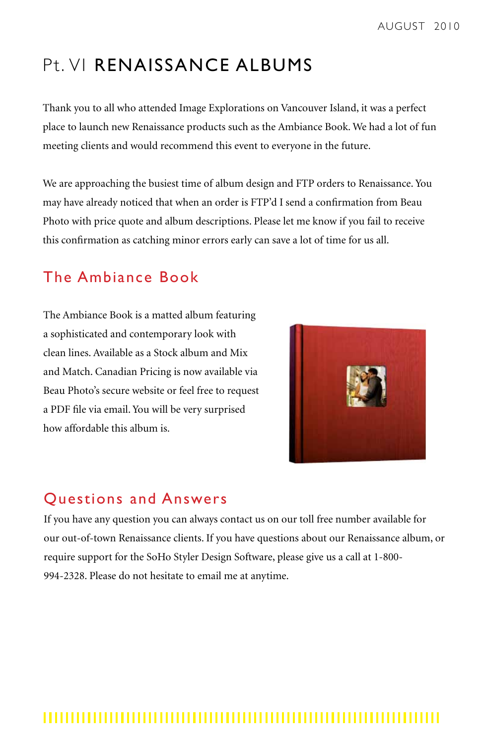# Pt. VI RENAISSANCE ALBUMS

Thank you to all who attended Image Explorations on Vancouver Island, it was a perfect place to launch new Renaissance products such as the Ambiance Book. We had a lot of fun meeting clients and would recommend this event to everyone in the future.

We are approaching the busiest time of album design and FTP orders to Renaissance. You may have already noticed that when an order is FTP'd I send a confirmation from Beau Photo with price quote and album descriptions. Please let me know if you fail to receive this confirmation as catching minor errors early can save a lot of time for us all.

## The Ambiance Book

The Ambiance Book is a matted album featuring a sophisticated and contemporary look with clean lines. Available as a Stock album and Mix and Match. Canadian Pricing is now available via Beau Photo's secure website or feel free to request a PDF file via email. You will be very surprised how affordable this album is.

## Questions and Answers

If you have any question you can always contact us on our toll free number available for our out-of-town Renaissance clients. If you have questions about our Renaissance album, or require support for the SoHo Styler Design Software, please give us a call at 1-800-994-2328. Please do not hesitate to email me at anytime.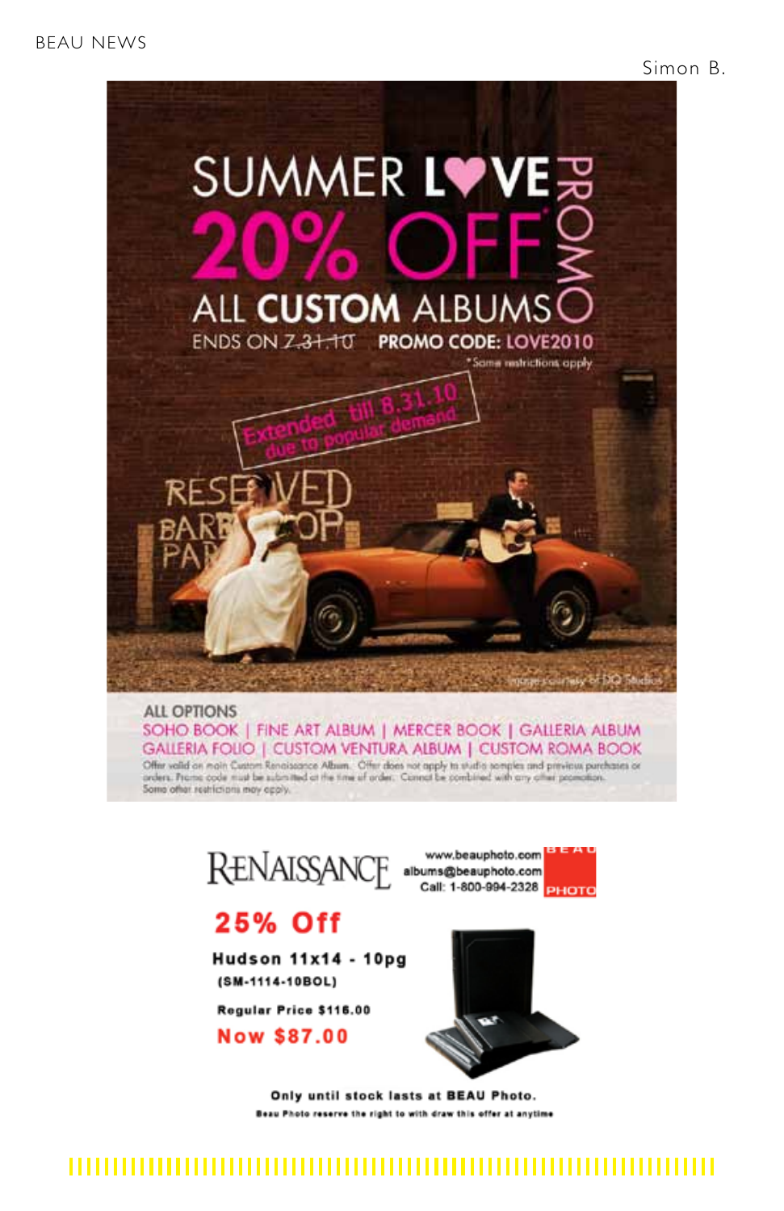# SUMMER LOVE PROMO

## 20% OFF

### ALL CUSTOM ALBUMS

ENDS ON ~~7.31.10~~ **PROMO CODE: LOVE2010**

*Some restrictions apply

Extended till 8.31.10 due to popular demand

Image courtesy of DQ Studios

**ALL OPTIONS**

SOHO BOOK | FINE ART ALBUM | MERCER BOOK | GALLERIA ALBUM
GALLERIA FOLIO | CUSTOM VENTURA ALBUM | CUSTOM ROMA BOOK

Offer valid on main Custom Renaissance Album. Offer does not apply to studio samples and previous purchases or orders. Promo code must be submitted at the time of order. Cannot be combined with any other promotion. Some other restrictions may apply.

---

RENAISSANCE

www.beauphoto.com
albums@beauphoto.com
Call: 1-800-994-2328

BEAU PHOTO

## 25% Off

**Hudson 11x14 - 10pg**
**(SM-1114-10BOL)**

**Regular Price $116.00**

**Now $87.00**

**Only until stock lasts at BEAU Photo.**

Beau Photo reserve the right to with draw this offer at anytime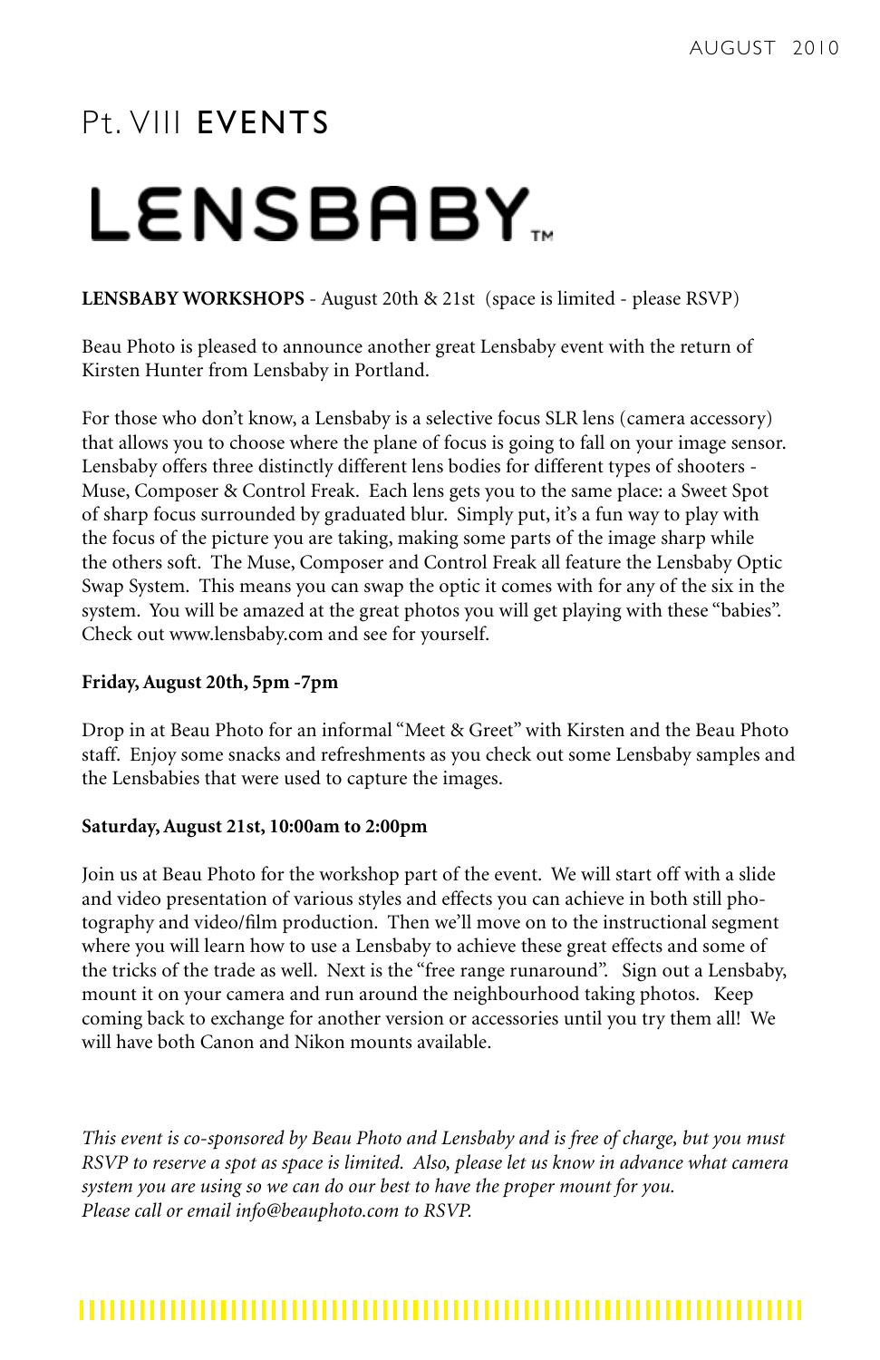# Pt. VIII EVENTS

## LENSBABY™

**LENSBABY WORKSHOPS** - August 20th & 21st (space is limited - please RSVP)

Beau Photo is pleased to announce another great Lensbaby event with the return of Kirsten Hunter from Lensbaby in Portland.

For those who don't know, a Lensbaby is a selective focus SLR lens (camera accessory) that allows you to choose where the plane of focus is going to fall on your image sensor. Lensbaby offers three distinctly different lens bodies for different types of shooters - Muse, Composer & Control Freak. Each lens gets you to the same place: a Sweet Spot of sharp focus surrounded by graduated blur. Simply put, it's a fun way to play with the focus of the picture you are taking, making some parts of the image sharp while the others soft. The Muse, Composer and Control Freak all feature the Lensbaby Optic Swap System. This means you can swap the optic it comes with for any of the six in the system. You will be amazed at the great photos you will get playing with these "babies". Check out www.lensbaby.com and see for yourself.

**Friday, August 20th, 5pm -7pm**

Drop in at Beau Photo for an informal "Meet & Greet" with Kirsten and the Beau Photo staff. Enjoy some snacks and refreshments as you check out some Lensbaby samples and the Lensbabies that were used to capture the images.

**Saturday, August 21st, 10:00am to 2:00pm**

Join us at Beau Photo for the workshop part of the event. We will start off with a slide and video presentation of various styles and effects you can achieve in both still photography and video/film production. Then we'll move on to the instructional segment where you will learn how to use a Lensbaby to achieve these great effects and some of the tricks of the trade as well. Next is the "free range runaround". Sign out a Lensbaby, mount it on your camera and run around the neighbourhood taking photos. Keep coming back to exchange for another version or accessories until you try them all! We will have both Canon and Nikon mounts available.

*This event is co-sponsored by Beau Photo and Lensbaby and is free of charge, but you must RSVP to reserve a spot as space is limited. Also, please let us know in advance what camera system you are using so we can do our best to have the proper mount for you. Please call or email info@beauphoto.com to RSVP.*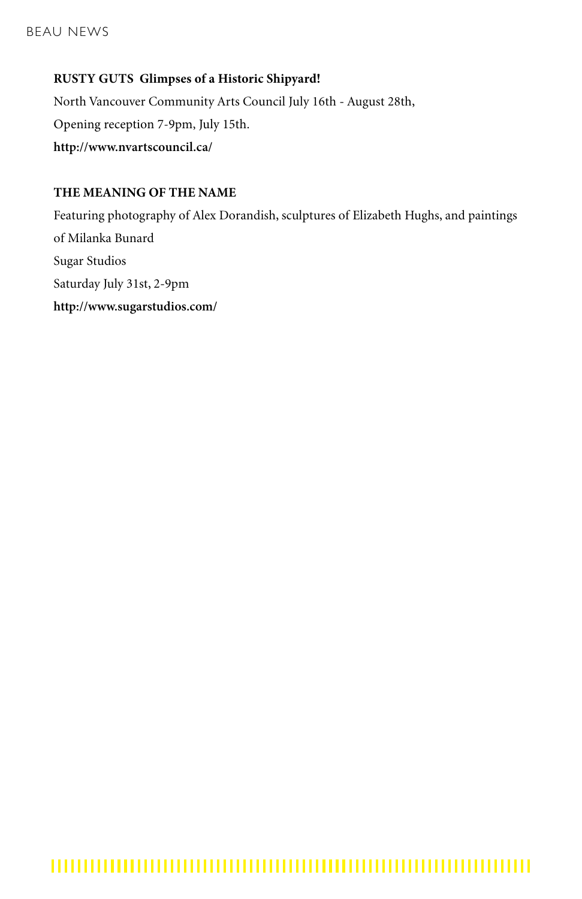**RUSTY GUTS  Glimpses of a Historic Shipyard!**

North Vancouver Community Arts Council July 16th - August 28th,

Opening reception 7-9pm, July 15th.

**http://www.nvartscouncil.ca/**

**THE MEANING OF THE NAME**

Featuring photography of Alex Dorandish, sculptures of Elizabeth Hughs, and paintings of Milanka Bunard

Sugar Studios

Saturday July 31st, 2-9pm

**http://www.sugarstudios.com/**